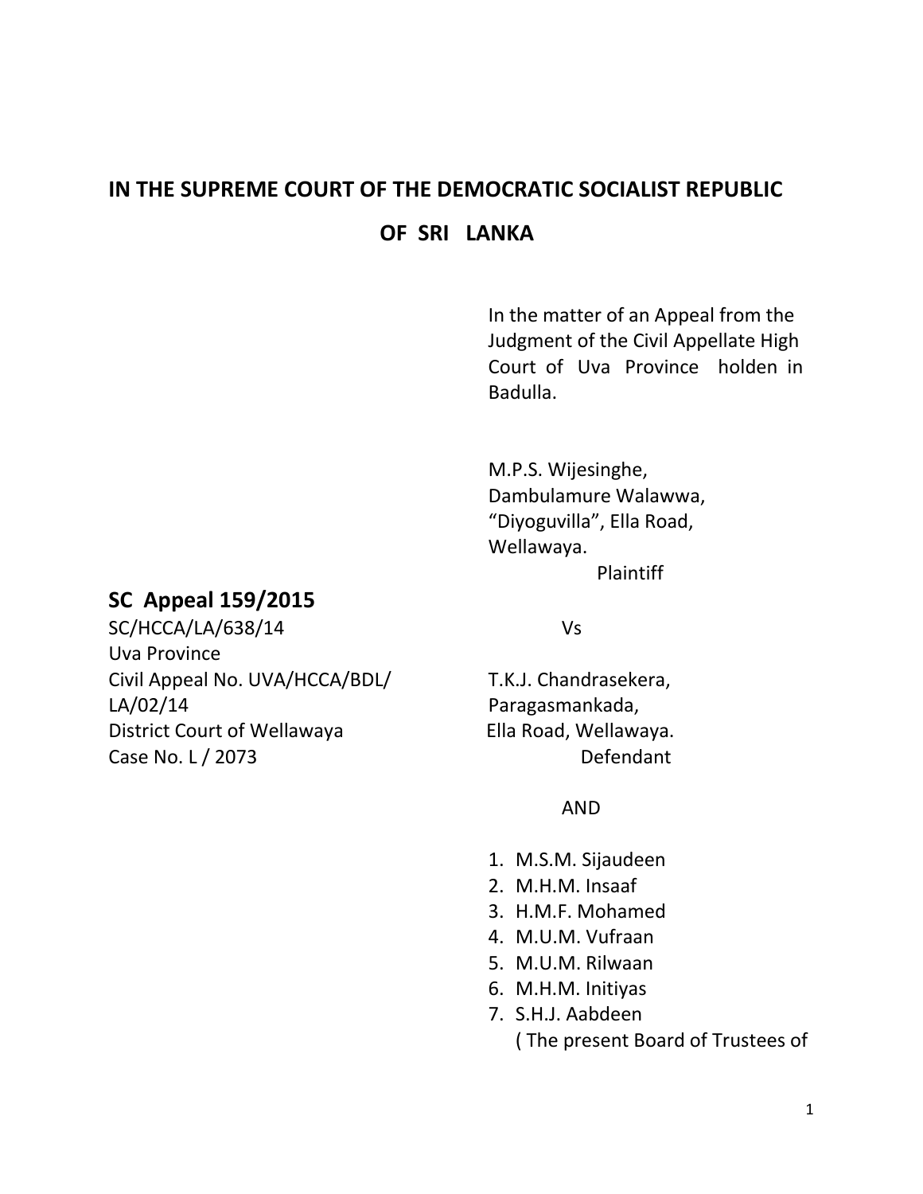# IN THE SUPREME COURT OF THE DEMOCRATIC SOCIALIST REPUBLIC OF SRI LANKA

In the matter of an Appeal from the Judgment of the Civil Appellate High Court of Uva Province holden in Badulla.

M.P.S. Wijesinghe,
Dambulamure Walawwa,
"Diyoguvilla", Ella Road,
Wellawaya.

Plaintiff

## SC Appeal 159/2015

SC/HCCA/LA/638/14
Uva Province
Civil Appeal No. UVA/HCCA/BDL/LA/02/14
District Court of Wellawaya
Case No. L / 2073

Vs

T.K.J. Chandrasekera,
Paragasmankada,
Ella Road, Wellawaya.

Defendant

AND

1. M.S.M. Sijaudeen
2. M.H.M. Insaaf
3. H.M.F. Mohamed
4. M.U.M. Vufraan
5. M.U.M. Rilwaan
6. M.H.M. Initiyas
7. S.H.J. Aabdeen
   ( The present Board of Trustees of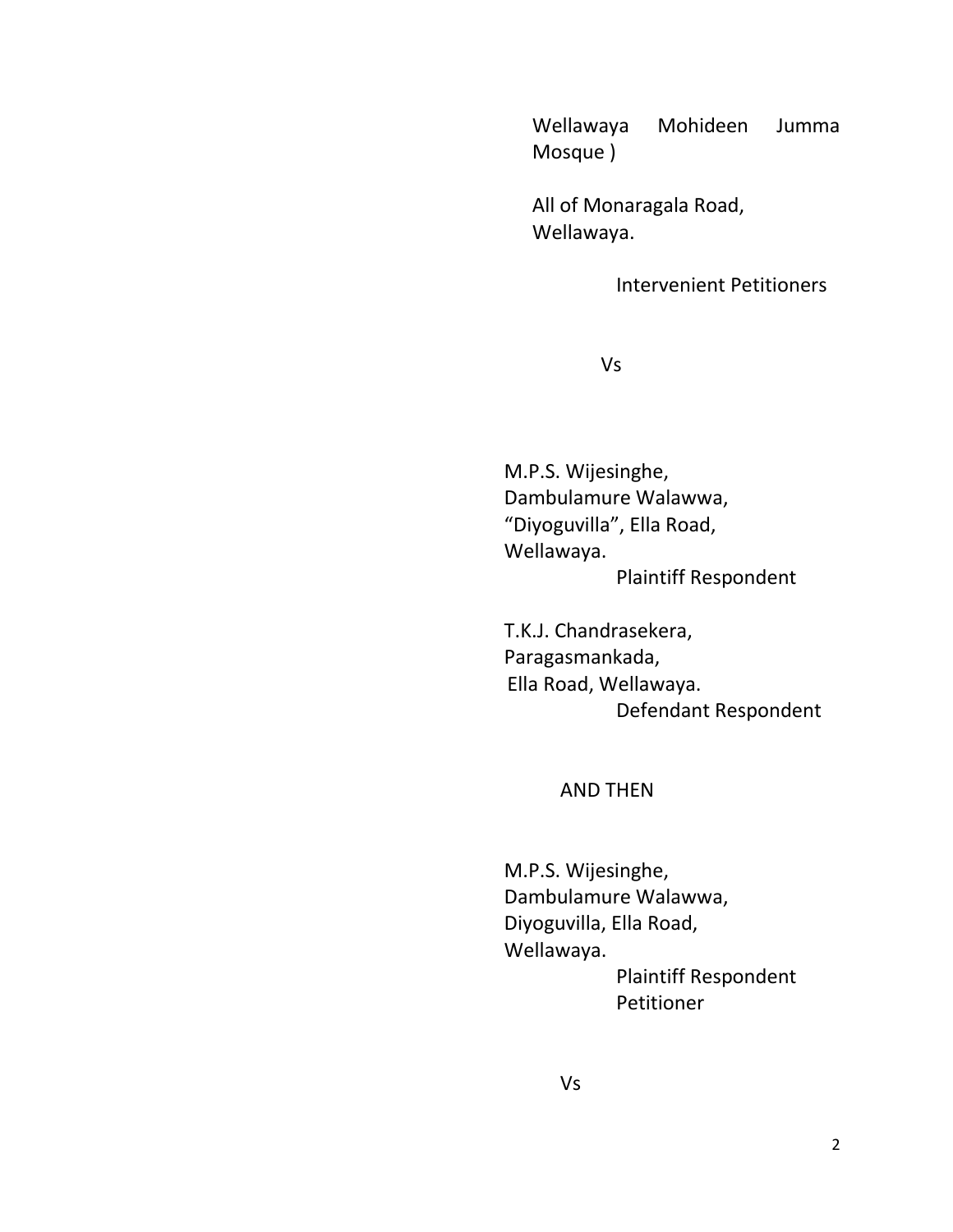Wellawaya Mohideen Jumma Mosque )

All of Monaragala Road,
Wellawaya.

Intervenient Petitioners

Vs

M.P.S. Wijesinghe,
Dambulamure Walawwa,
"Diyoguvilla", Ella Road,
Wellawaya.

Plaintiff Respondent

T.K.J. Chandrasekera,
Paragasmankada,
Ella Road, Wellawaya.

Defendant Respondent

AND THEN

M.P.S. Wijesinghe,
Dambulamure Walawwa,
Diyoguvilla, Ella Road,
Wellawaya.

Plaintiff Respondent
Petitioner

Vs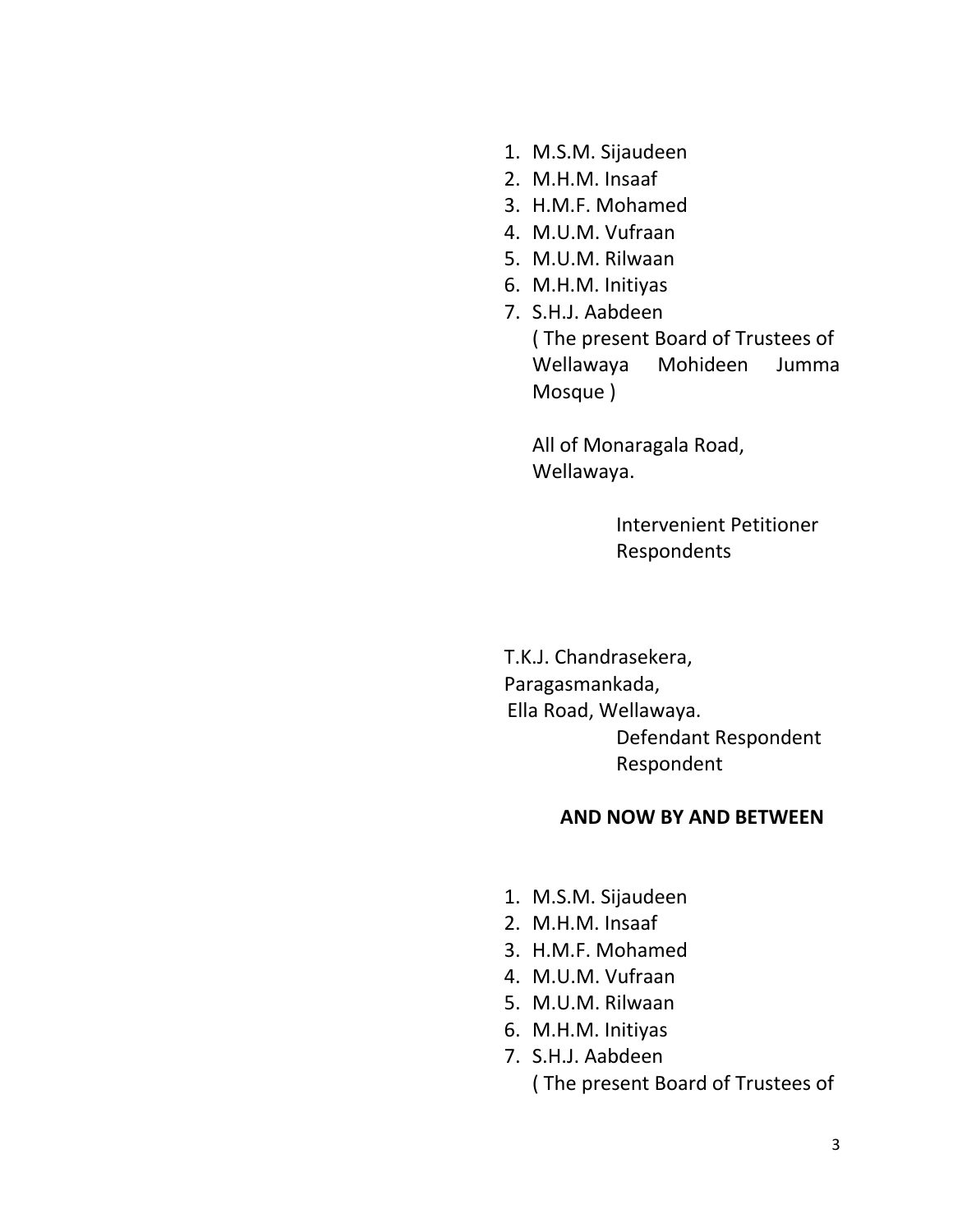1. M.S.M. Sijaudeen
2. M.H.M. Insaaf
3. H.M.F. Mohamed
4. M.U.M. Vufraan
5. M.U.M. Rilwaan
6. M.H.M. Initiyas
7. S.H.J. Aabdeen

   ( The present Board of Trustees of Wellawaya Mohideen Jumma Mosque )

   All of Monaragala Road,
   Wellawaya.

Intervenient Petitioner Respondents

T.K.J. Chandrasekera,
Paragasmankada,
Ella Road, Wellawaya.

Defendant Respondent Respondent

**AND NOW BY AND BETWEEN**

1. M.S.M. Sijaudeen
2. M.H.M. Insaaf
3. H.M.F. Mohamed
4. M.U.M. Vufraan
5. M.U.M. Rilwaan
6. M.H.M. Initiyas
7. S.H.J. Aabdeen

   ( The present Board of Trustees of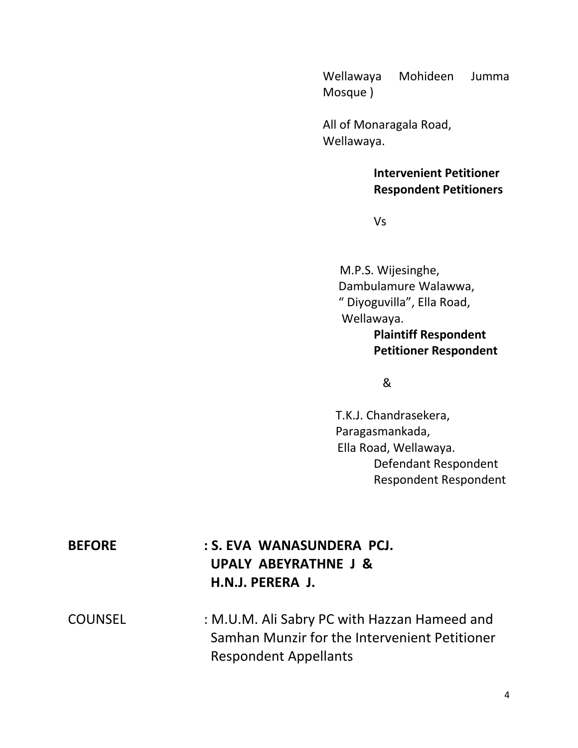Wellawaya Mohideen Jumma Mosque )

All of Monaragala Road,
Wellawaya.

**Intervenient Petitioner**
**Respondent Petitioners**

Vs

M.P.S. Wijesinghe,
Dambulamure Walawwa,
" Diyoguvilla", Ella Road,
Wellawaya.

**Plaintiff Respondent**
**Petitioner Respondent**

&

T.K.J. Chandrasekera,
Paragasmankada,
Ella Road, Wellawaya.

Defendant Respondent
Respondent Respondent

**BEFORE** : **S. EVA WANASUNDERA PCJ.**
**UPALY ABEYRATHNE J &**
**H.N.J. PERERA J.**

COUNSEL : M.U.M. Ali Sabry PC with Hazzan Hameed and Samhan Munzir for the Intervenient Petitioner Respondent Appellants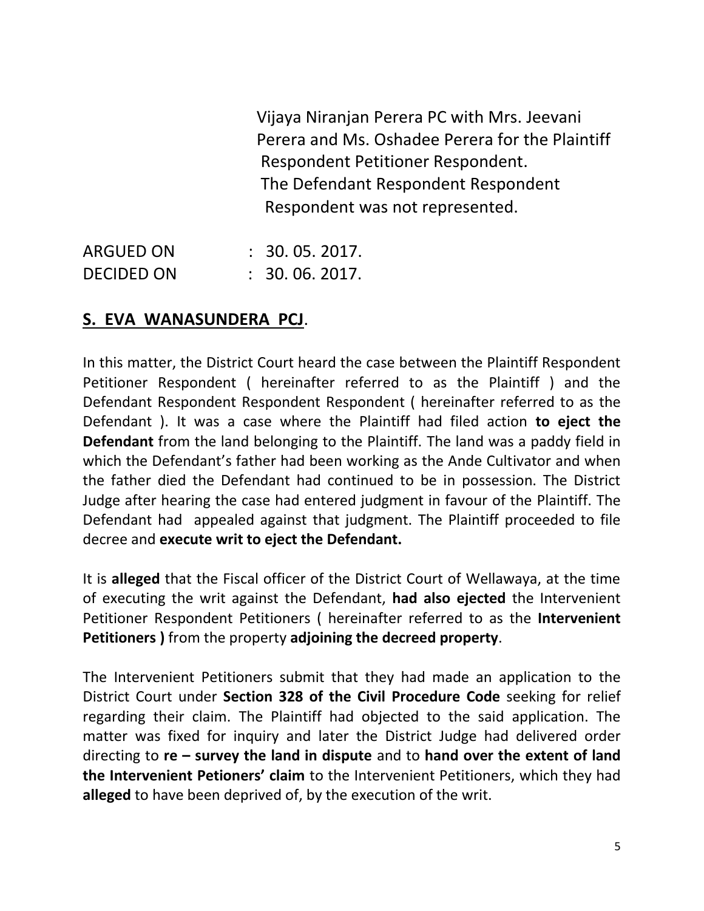Vijaya Niranjan Perera PC with Mrs. Jeevani Perera and Ms. Oshadee Perera for the Plaintiff Respondent Petitioner Respondent.
The Defendant Respondent Respondent Respondent was not represented.

ARGUED ON : 30. 05. 2017.
DECIDED ON : 30. 06. 2017.

**S. EVA WANASUNDERA PCJ**.

In this matter, the District Court heard the case between the Plaintiff Respondent Petitioner Respondent ( hereinafter referred to as the Plaintiff ) and the Defendant Respondent Respondent Respondent ( hereinafter referred to as the Defendant ). It was a case where the Plaintiff had filed action **to eject the Defendant** from the land belonging to the Plaintiff. The land was a paddy field in which the Defendant's father had been working as the Ande Cultivator and when the father died the Defendant had continued to be in possession. The District Judge after hearing the case had entered judgment in favour of the Plaintiff. The Defendant had appealed against that judgment. The Plaintiff proceeded to file decree and **execute writ to eject the Defendant.**

It is **alleged** that the Fiscal officer of the District Court of Wellawaya, at the time of executing the writ against the Defendant, **had also ejected** the Intervenient Petitioner Respondent Petitioners ( hereinafter referred to as the **Intervenient Petitioners )** from the property **adjoining the decreed property**.

The Intervenient Petitioners submit that they had made an application to the District Court under **Section 328 of the Civil Procedure Code** seeking for relief regarding their claim. The Plaintiff had objected to the said application. The matter was fixed for inquiry and later the District Judge had delivered order directing to **re – survey the land in dispute** and to **hand over the extent of land the Intervenient Petioners' claim** to the Intervenient Petitioners, which they had **alleged** to have been deprived of, by the execution of the writ.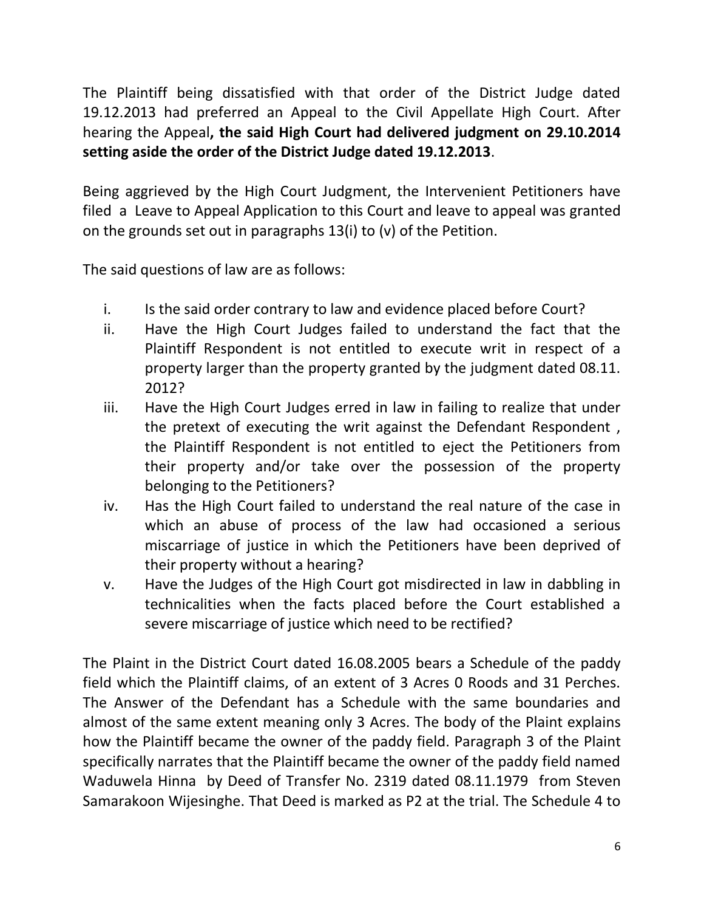The Plaintiff being dissatisfied with that order of the District Judge dated 19.12.2013 had preferred an Appeal to the Civil Appellate High Court. After hearing the Appeal**, the said High Court had delivered judgment on 29.10.2014 setting aside the order of the District Judge dated 19.12.2013**.

Being aggrieved by the High Court Judgment, the Intervenient Petitioners have filed a Leave to Appeal Application to this Court and leave to appeal was granted on the grounds set out in paragraphs 13(i) to (v) of the Petition.

The said questions of law are as follows:

i. Is the said order contrary to law and evidence placed before Court?
ii. Have the High Court Judges failed to understand the fact that the Plaintiff Respondent is not entitled to execute writ in respect of a property larger than the property granted by the judgment dated 08.11. 2012?
iii. Have the High Court Judges erred in law in failing to realize that under the pretext of executing the writ against the Defendant Respondent , the Plaintiff Respondent is not entitled to eject the Petitioners from their property and/or take over the possession of the property belonging to the Petitioners?
iv. Has the High Court failed to understand the real nature of the case in which an abuse of process of the law had occasioned a serious miscarriage of justice in which the Petitioners have been deprived of their property without a hearing?
v. Have the Judges of the High Court got misdirected in law in dabbling in technicalities when the facts placed before the Court established a severe miscarriage of justice which need to be rectified?

The Plaint in the District Court dated 16.08.2005 bears a Schedule of the paddy field which the Plaintiff claims, of an extent of 3 Acres 0 Roods and 31 Perches. The Answer of the Defendant has a Schedule with the same boundaries and almost of the same extent meaning only 3 Acres. The body of the Plaint explains how the Plaintiff became the owner of the paddy field. Paragraph 3 of the Plaint specifically narrates that the Plaintiff became the owner of the paddy field named Waduwela Hinna by Deed of Transfer No. 2319 dated 08.11.1979 from Steven Samarakoon Wijesinghe. That Deed is marked as P2 at the trial. The Schedule 4 to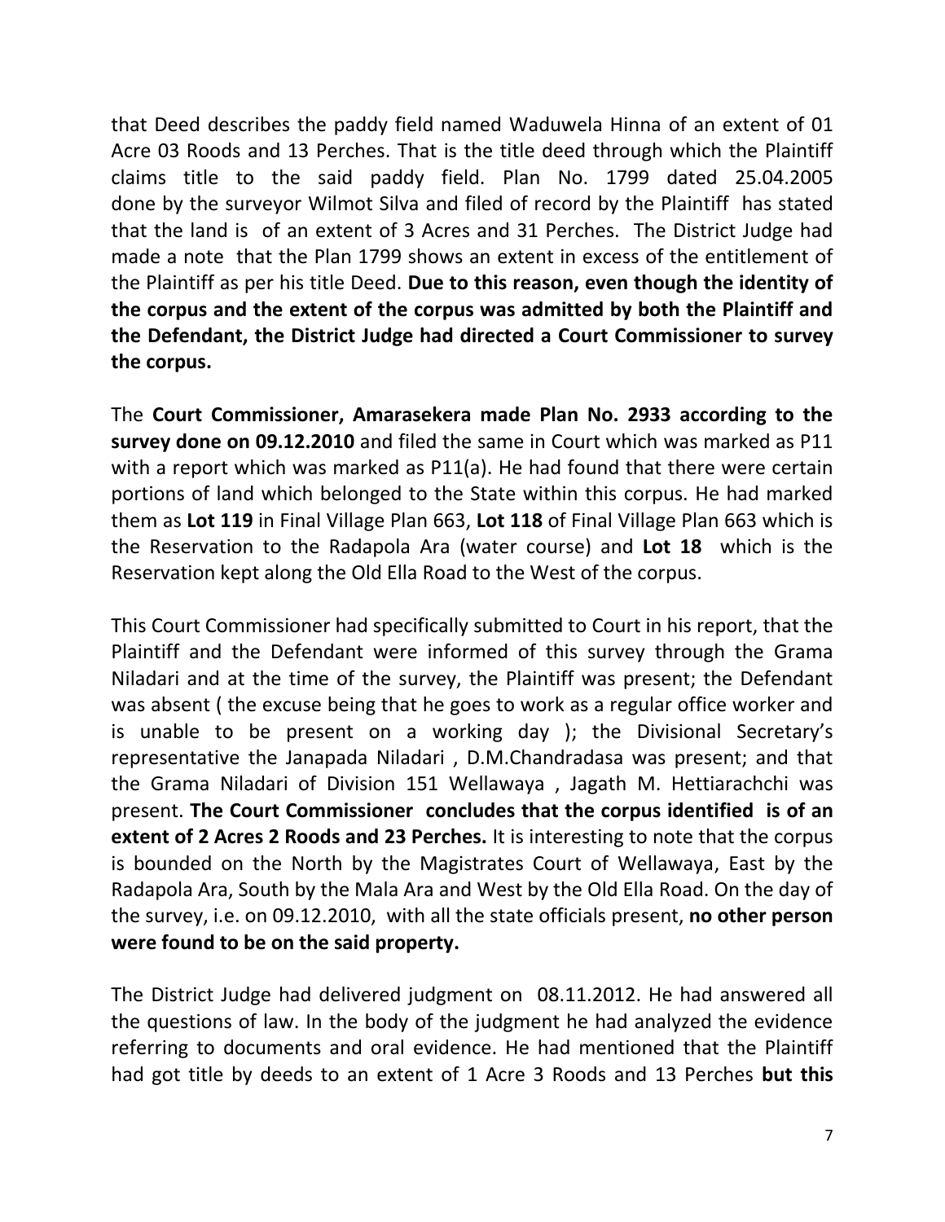that Deed describes the paddy field named Waduwela Hinna of an extent of 01 Acre 03 Roods and 13 Perches. That is the title deed through which the Plaintiff claims title to the said paddy field. Plan No. 1799 dated 25.04.2005 done by the surveyor Wilmot Silva and filed of record by the Plaintiff has stated that the land is of an extent of 3 Acres and 31 Perches. The District Judge had made a note that the Plan 1799 shows an extent in excess of the entitlement of the Plaintiff as per his title Deed. **Due to this reason, even though the identity of the corpus and the extent of the corpus was admitted by both the Plaintiff and the Defendant, the District Judge had directed a Court Commissioner to survey the corpus.**

The **Court Commissioner, Amarasekera made Plan No. 2933 according to the survey done on 09.12.2010** and filed the same in Court which was marked as P11 with a report which was marked as P11(a). He had found that there were certain portions of land which belonged to the State within this corpus. He had marked them as **Lot 119** in Final Village Plan 663, **Lot 118** of Final Village Plan 663 which is the Reservation to the Radapola Ara (water course) and **Lot 18** which is the Reservation kept along the Old Ella Road to the West of the corpus.

This Court Commissioner had specifically submitted to Court in his report, that the Plaintiff and the Defendant were informed of this survey through the Grama Niladari and at the time of the survey, the Plaintiff was present; the Defendant was absent ( the excuse being that he goes to work as a regular office worker and is unable to be present on a working day ); the Divisional Secretary's representative the Janapada Niladari , D.M.Chandradasa was present; and that the Grama Niladari of Division 151 Wellawaya , Jagath M. Hettiarachchi was present. **The Court Commissioner concludes that the corpus identified is of an extent of 2 Acres 2 Roods and 23 Perches.** It is interesting to note that the corpus is bounded on the North by the Magistrates Court of Wellawaya, East by the Radapola Ara, South by the Mala Ara and West by the Old Ella Road. On the day of the survey, i.e. on 09.12.2010, with all the state officials present, **no other person were found to be on the said property.**

The District Judge had delivered judgment on 08.11.2012. He had answered all the questions of law. In the body of the judgment he had analyzed the evidence referring to documents and oral evidence. He had mentioned that the Plaintiff had got title by deeds to an extent of 1 Acre 3 Roods and 13 Perches **but this**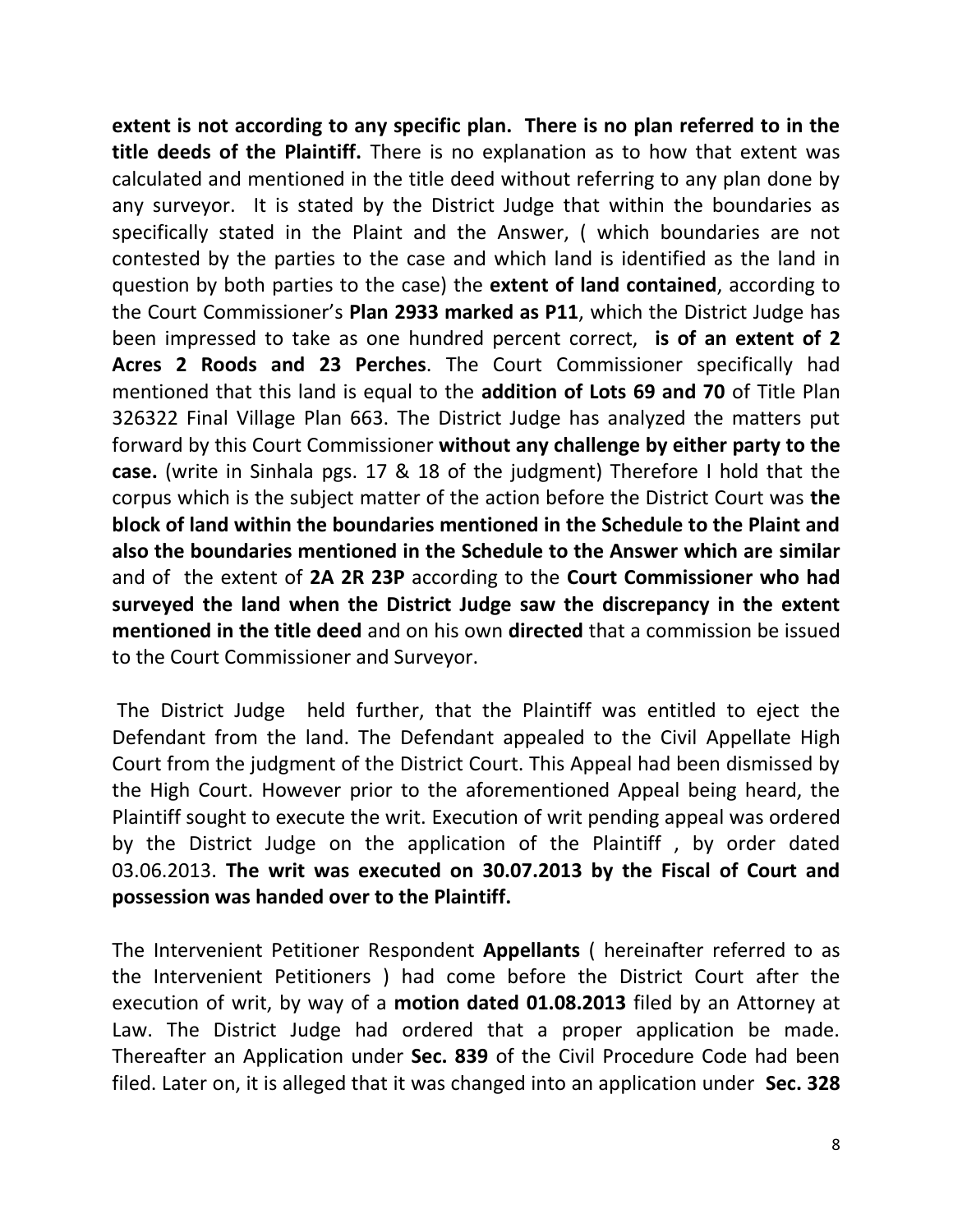**extent is not according to any specific plan. There is no plan referred to in the title deeds of the Plaintiff.** There is no explanation as to how that extent was calculated and mentioned in the title deed without referring to any plan done by any surveyor. It is stated by the District Judge that within the boundaries as specifically stated in the Plaint and the Answer, ( which boundaries are not contested by the parties to the case and which land is identified as the land in question by both parties to the case) the **extent of land contained**, according to the Court Commissioner's **Plan 2933 marked as P11**, which the District Judge has been impressed to take as one hundred percent correct, **is of an extent of 2 Acres 2 Roods and 23 Perches**. The Court Commissioner specifically had mentioned that this land is equal to the **addition of Lots 69 and 70** of Title Plan 326322 Final Village Plan 663. The District Judge has analyzed the matters put forward by this Court Commissioner **without any challenge by either party to the case.** (write in Sinhala pgs. 17 & 18 of the judgment) Therefore I hold that the corpus which is the subject matter of the action before the District Court was **the block of land within the boundaries mentioned in the Schedule to the Plaint and also the boundaries mentioned in the Schedule to the Answer which are similar** and of the extent of **2A 2R 23P** according to the **Court Commissioner who had surveyed the land when the District Judge saw the discrepancy in the extent mentioned in the title deed** and on his own **directed** that a commission be issued to the Court Commissioner and Surveyor.

The District Judge held further, that the Plaintiff was entitled to eject the Defendant from the land. The Defendant appealed to the Civil Appellate High Court from the judgment of the District Court. This Appeal had been dismissed by the High Court. However prior to the aforementioned Appeal being heard, the Plaintiff sought to execute the writ. Execution of writ pending appeal was ordered by the District Judge on the application of the Plaintiff , by order dated 03.06.2013. **The writ was executed on 30.07.2013 by the Fiscal of Court and possession was handed over to the Plaintiff.**

The Intervenient Petitioner Respondent **Appellants** ( hereinafter referred to as the Intervenient Petitioners ) had come before the District Court after the execution of writ, by way of a **motion dated 01.08.2013** filed by an Attorney at Law. The District Judge had ordered that a proper application be made. Thereafter an Application under **Sec. 839** of the Civil Procedure Code had been filed. Later on, it is alleged that it was changed into an application under **Sec. 328**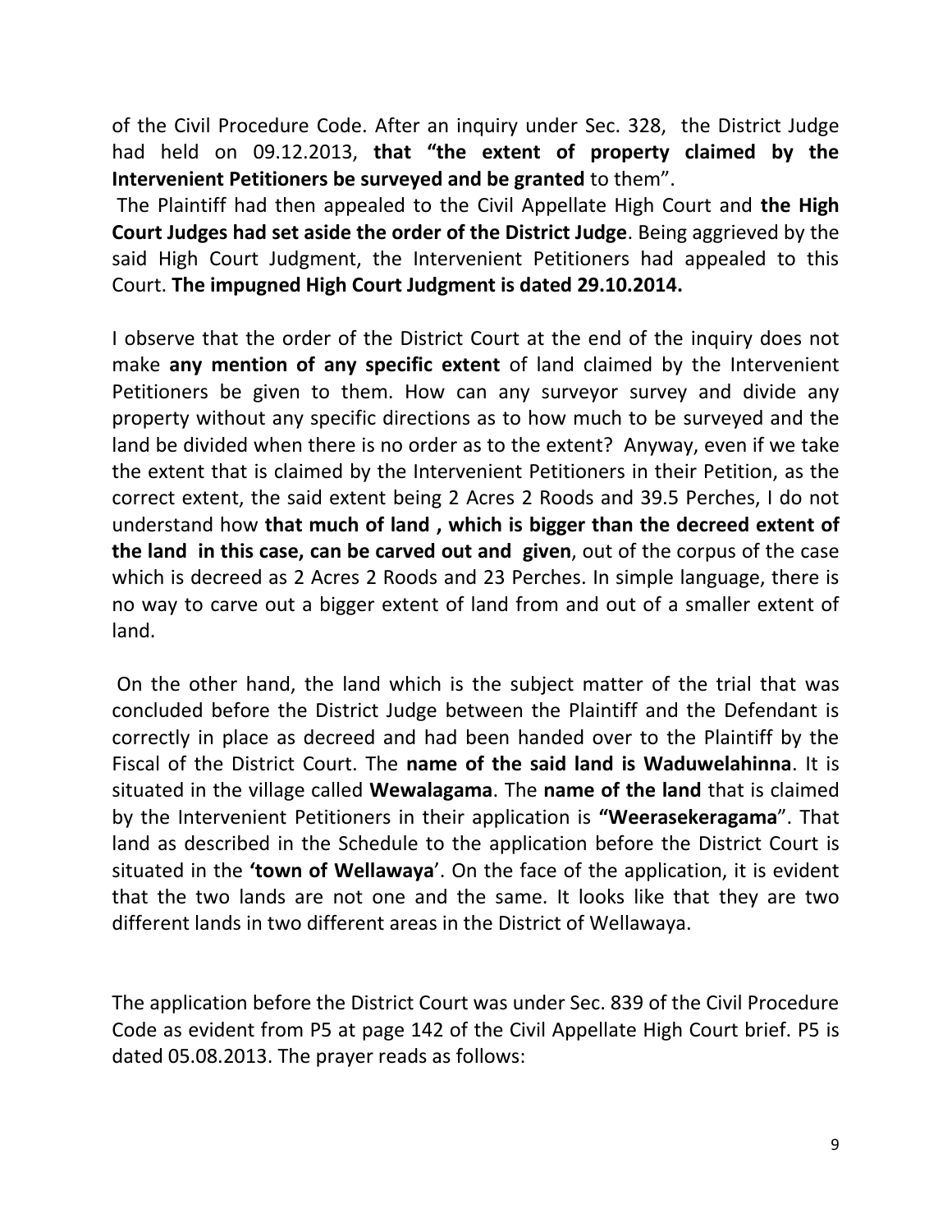of the Civil Procedure Code. After an inquiry under Sec. 328, the District Judge had held on 09.12.2013, **that "the extent of property claimed by the Intervenient Petitioners be surveyed and be granted** to them".

The Plaintiff had then appealed to the Civil Appellate High Court and **the High Court Judges had set aside the order of the District Judge**. Being aggrieved by the said High Court Judgment, the Intervenient Petitioners had appealed to this Court. **The impugned High Court Judgment is dated 29.10.2014.**

I observe that the order of the District Court at the end of the inquiry does not make **any mention of any specific extent** of land claimed by the Intervenient Petitioners be given to them. How can any surveyor survey and divide any property without any specific directions as to how much to be surveyed and the land be divided when there is no order as to the extent? Anyway, even if we take the extent that is claimed by the Intervenient Petitioners in their Petition, as the correct extent, the said extent being 2 Acres 2 Roods and 39.5 Perches, I do not understand how **that much of land , which is bigger than the decreed extent of the land in this case, can be carved out and given**, out of the corpus of the case which is decreed as 2 Acres 2 Roods and 23 Perches. In simple language, there is no way to carve out a bigger extent of land from and out of a smaller extent of land.

On the other hand, the land which is the subject matter of the trial that was concluded before the District Judge between the Plaintiff and the Defendant is correctly in place as decreed and had been handed over to the Plaintiff by the Fiscal of the District Court. The **name of the said land is Waduwelahinna**. It is situated in the village called **Wewalagama**. The **name of the land** that is claimed by the Intervenient Petitioners in their application is **"Weerasekeragama**". That land as described in the Schedule to the application before the District Court is situated in the **'town of Wellawaya**'. On the face of the application, it is evident that the two lands are not one and the same. It looks like that they are two different lands in two different areas in the District of Wellawaya.

The application before the District Court was under Sec. 839 of the Civil Procedure Code as evident from P5 at page 142 of the Civil Appellate High Court brief. P5 is dated 05.08.2013. The prayer reads as follows: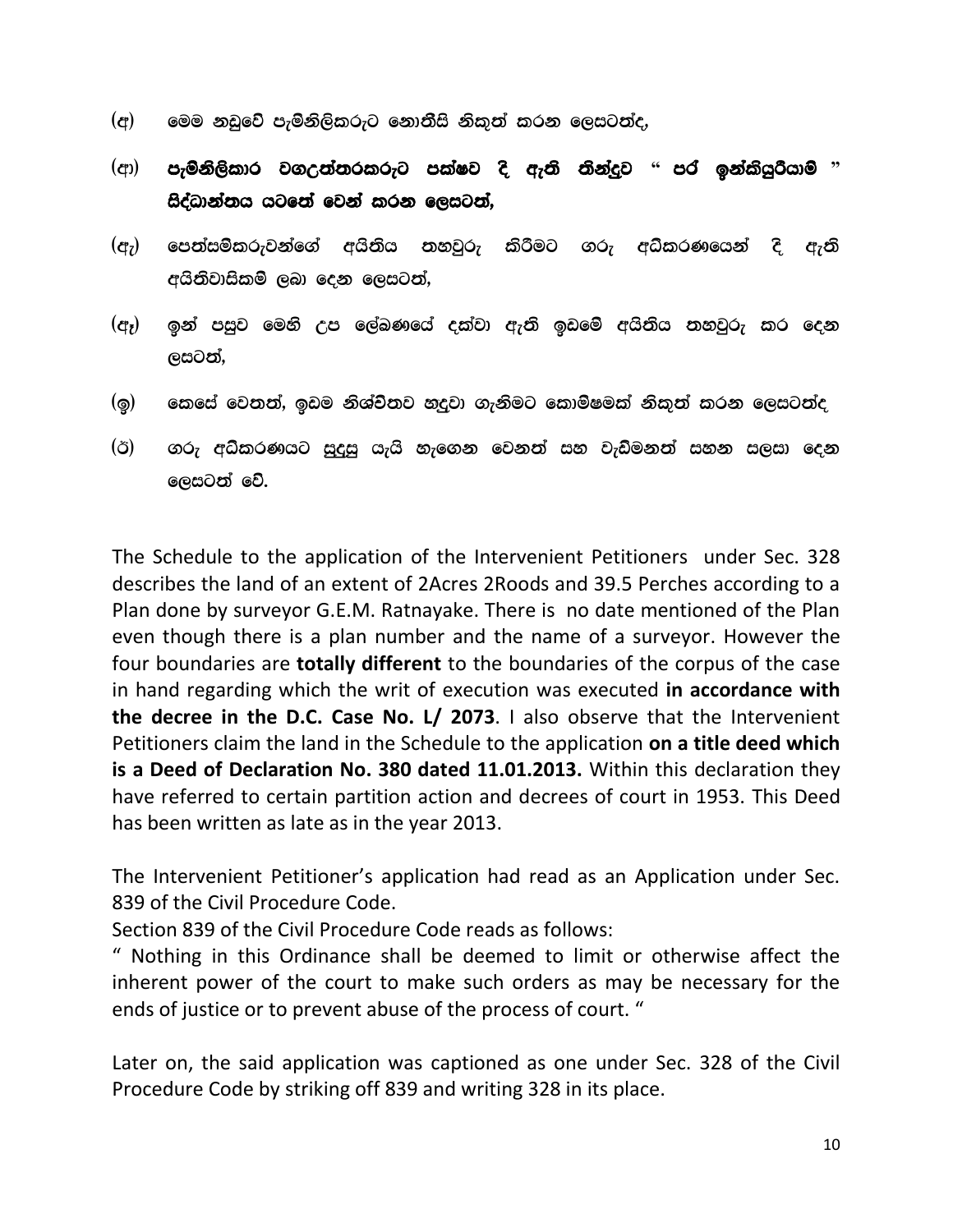(අ) මෙම නඩුවේ පැමිනිලිකරුට නොතීසි නිකුත් කරන ලෙසටත්ද,

(ආ) **පැමිනිලිකාර වගඋත්තරකරුට පක්ෂව දී ඇති තීන්දුව " පර් ඉන්කියුරියාම් " සිද්ධාන්තය යටතේ වෙන් කරන ලෙසටත්,**

(ඇ) පෙත්සම්කරුවන්ගේ අයිතිය තහවුරු කිරීමට ගරු අධිකරණයෙන් දී ඇති අයිතිවාසිකම් ලබා දෙන ලෙසටත්,

(ඈ) ඉන් පසුව මෙහි උප ලේඛණයේ දක්වා ඇති ඉඩමේ අයිතිය තහවුරු කර දෙන ලසටත්,

(ඉ) කෙසේ වෙතත්, ඉඩම නිශ්චිතව හඳුනා ගැනීමට කොමිෂමක් නිකුත් කරන ලෙසටත්ද

(ඊ) ගරු අධිකරණයට සුදුසු යැයි හැගෙන වෙනත් සහ වැඩිමනත් සහන සලසා දෙන ලෙසටත් වේ.

The Schedule to the application of the Intervenient Petitioners under Sec. 328 describes the land of an extent of 2Acres 2Roods and 39.5 Perches according to a Plan done by surveyor G.E.M. Ratnayake. There is no date mentioned of the Plan even though there is a plan number and the name of a surveyor. However the four boundaries are **totally different** to the boundaries of the corpus of the case in hand regarding which the writ of execution was executed **in accordance with the decree in the D.C. Case No. L/ 2073**. I also observe that the Intervenient Petitioners claim the land in the Schedule to the application **on a title deed which is a Deed of Declaration No. 380 dated 11.01.2013.** Within this declaration they have referred to certain partition action and decrees of court in 1953. This Deed has been written as late as in the year 2013.

The Intervenient Petitioner's application had read as an Application under Sec. 839 of the Civil Procedure Code.

Section 839 of the Civil Procedure Code reads as follows:

" Nothing in this Ordinance shall be deemed to limit or otherwise affect the inherent power of the court to make such orders as may be necessary for the ends of justice or to prevent abuse of the process of court. "

Later on, the said application was captioned as one under Sec. 328 of the Civil Procedure Code by striking off 839 and writing 328 in its place.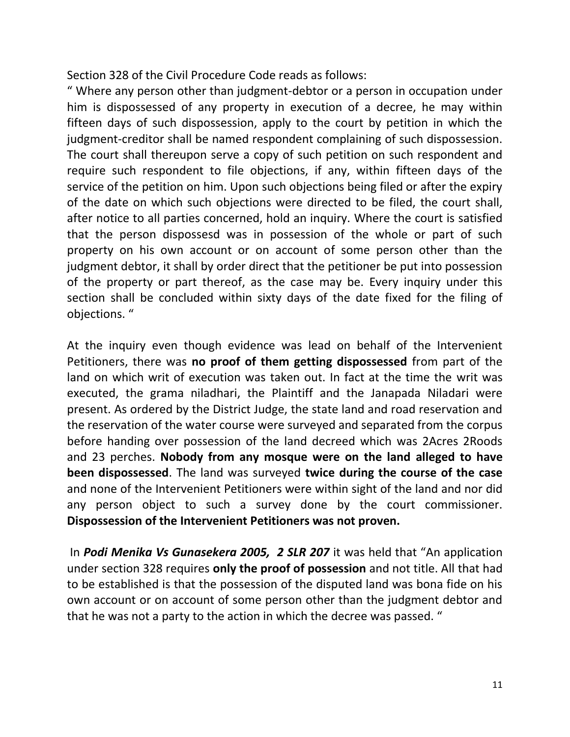Section 328 of the Civil Procedure Code reads as follows:

" Where any person other than judgment-debtor or a person in occupation under him is dispossessed of any property in execution of a decree, he may within fifteen days of such dispossession, apply to the court by petition in which the judgment-creditor shall be named respondent complaining of such dispossession. The court shall thereupon serve a copy of such petition on such respondent and require such respondent to file objections, if any, within fifteen days of the service of the petition on him. Upon such objections being filed or after the expiry of the date on which such objections were directed to be filed, the court shall, after notice to all parties concerned, hold an inquiry. Where the court is satisfied that the person dispossesd was in possession of the whole or part of such property on his own account or on account of some person other than the judgment debtor, it shall by order direct that the petitioner be put into possession of the property or part thereof, as the case may be. Every inquiry under this section shall be concluded within sixty days of the date fixed for the filing of objections. "

At the inquiry even though evidence was lead on behalf of the Intervenient Petitioners, there was **no proof of them getting dispossessed** from part of the land on which writ of execution was taken out. In fact at the time the writ was executed, the grama niladhari, the Plaintiff and the Janapada Niladari were present. As ordered by the District Judge, the state land and road reservation and the reservation of the water course were surveyed and separated from the corpus before handing over possession of the land decreed which was 2Acres 2Roods and 23 perches. **Nobody from any mosque were on the land alleged to have been dispossessed**. The land was surveyed **twice during the course of the case** and none of the Intervenient Petitioners were within sight of the land and nor did any person object to such a survey done by the court commissioner. **Dispossession of the Intervenient Petitioners was not proven.**

In ***Podi Menika Vs Gunasekera 2005, 2 SLR 207*** it was held that "An application under section 328 requires **only the proof of possession** and not title. All that had to be established is that the possession of the disputed land was bona fide on his own account or on account of some person other than the judgment debtor and that he was not a party to the action in which the decree was passed. "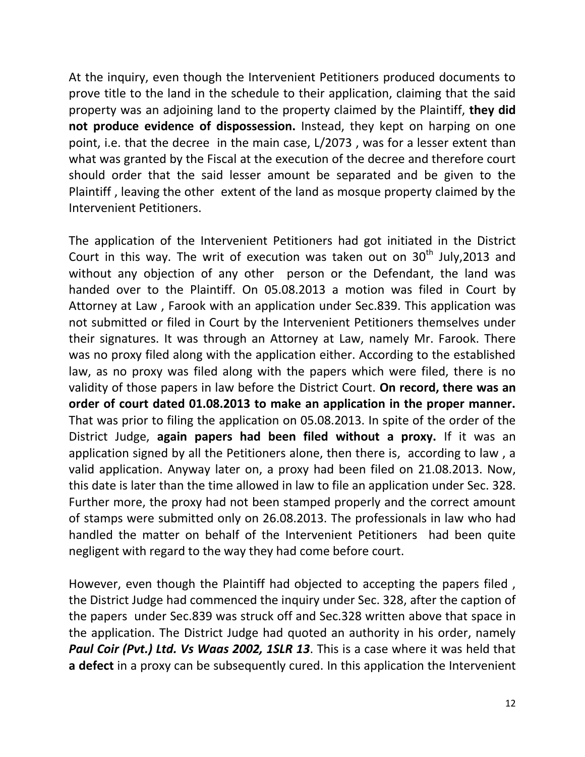At the inquiry, even though the Intervenient Petitioners produced documents to prove title to the land in the schedule to their application, claiming that the said property was an adjoining land to the property claimed by the Plaintiff, **they did not produce evidence of dispossession.** Instead, they kept on harping on one point, i.e. that the decree in the main case, L/2073 , was for a lesser extent than what was granted by the Fiscal at the execution of the decree and therefore court should order that the said lesser amount be separated and be given to the Plaintiff , leaving the other extent of the land as mosque property claimed by the Intervenient Petitioners.

The application of the Intervenient Petitioners had got initiated in the District Court in this way. The writ of execution was taken out on 30th July,2013 and without any objection of any other person or the Defendant, the land was handed over to the Plaintiff. On 05.08.2013 a motion was filed in Court by Attorney at Law , Farook with an application under Sec.839. This application was not submitted or filed in Court by the Intervenient Petitioners themselves under their signatures. It was through an Attorney at Law, namely Mr. Farook. There was no proxy filed along with the application either. According to the established law, as no proxy was filed along with the papers which were filed, there is no validity of those papers in law before the District Court. **On record, there was an order of court dated 01.08.2013 to make an application in the proper manner.** That was prior to filing the application on 05.08.2013. In spite of the order of the District Judge, **again papers had been filed without a proxy.** If it was an application signed by all the Petitioners alone, then there is, according to law , a valid application. Anyway later on, a proxy had been filed on 21.08.2013. Now, this date is later than the time allowed in law to file an application under Sec. 328. Further more, the proxy had not been stamped properly and the correct amount of stamps were submitted only on 26.08.2013. The professionals in law who had handled the matter on behalf of the Intervenient Petitioners had been quite negligent with regard to the way they had come before court.

However, even though the Plaintiff had objected to accepting the papers filed , the District Judge had commenced the inquiry under Sec. 328, after the caption of the papers under Sec.839 was struck off and Sec.328 written above that space in the application. The District Judge had quoted an authority in his order, namely ***Paul Coir (Pvt.) Ltd. Vs Waas 2002, 1SLR 13***. This is a case where it was held that **a defect** in a proxy can be subsequently cured. In this application the Intervenient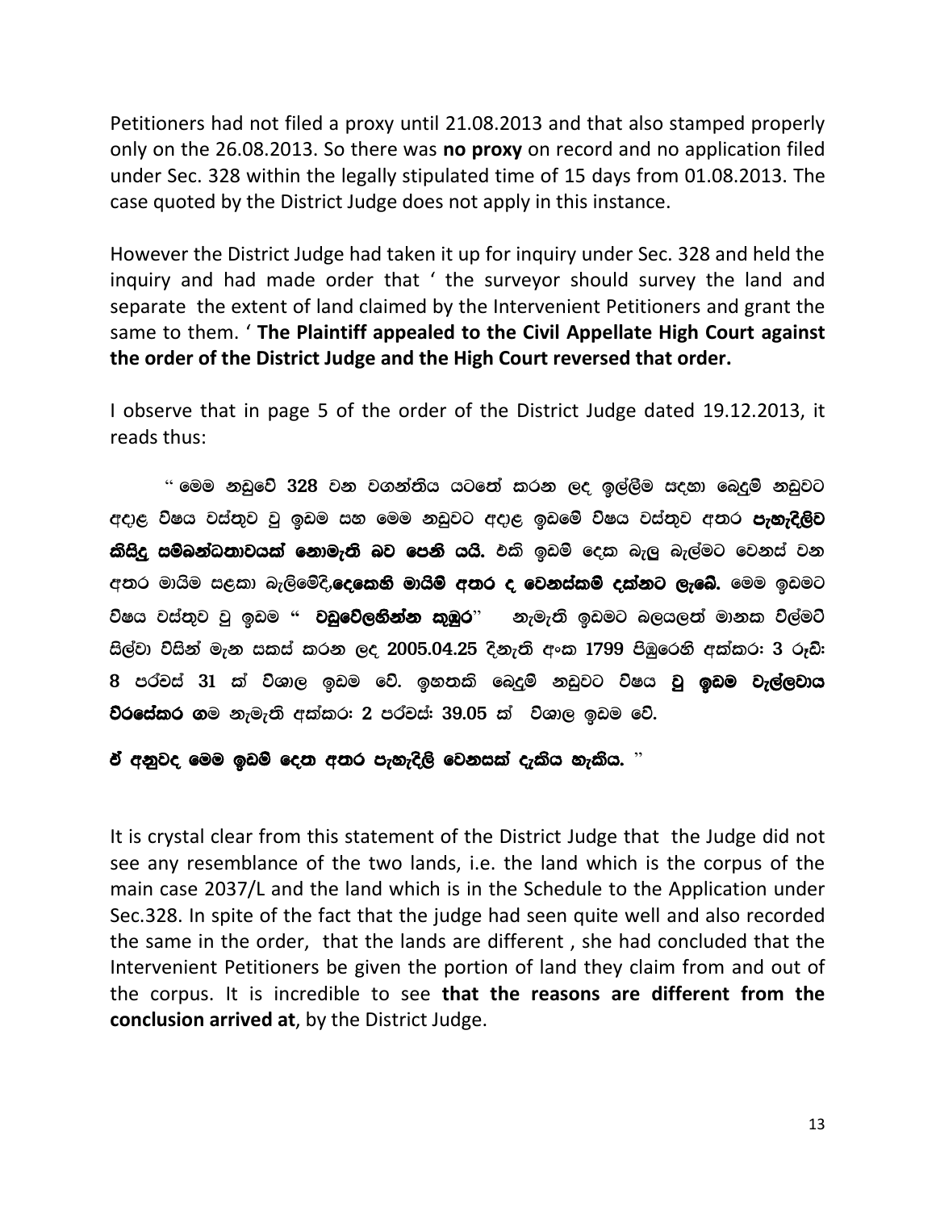Petitioners had not filed a proxy until 21.08.2013 and that also stamped properly only on the 26.08.2013. So there was **no proxy** on record and no application filed under Sec. 328 within the legally stipulated time of 15 days from 01.08.2013. The case quoted by the District Judge does not apply in this instance.

However the District Judge had taken it up for inquiry under Sec. 328 and held the inquiry and had made order that ' the surveyor should survey the land and separate the extent of land claimed by the Intervenient Petitioners and grant the same to them. ' **The Plaintiff appealed to the Civil Appellate High Court against the order of the District Judge and the High Court reversed that order.**

I observe that in page 5 of the order of the District Judge dated 19.12.2013, it reads thus:

" මෙම නඩුවේ 328 වන වගන්තිය යටතේ කරන ලද ඉල්ලීම සඳහා බෙදුම් නඩුවට අදාළ විෂය වස්තුව වූ ඉඩම සහ මෙම නඩුවට අදාළ ඉඩමේ විෂය වස්තුව අතර **පැහැදිලිව කිසිදු සම්බන්ධතාවයක් නොමැති බව පෙනී යයි.** එකී ඉඩම් දෙක බැලූ බැල්මට වෙනස් වන අතර මායිම සළකා බැලීමේදී,**දෙකෙහි මායිම් අතර ද වෙනස්කම් දක්නට ලැබේ.** මෙම ඉඩමට විෂය වස්තුව වූ ඉඩම " **වඩුවේලහින්න කුඹුර**" නැමැති ඉඩමට බලයලත් මානක විල්මට් සිල්වා විසින් මැන සකස් කරන ලද 2005.04.25 දිනැති අංක 1799 පිඹුරෙහි අක්කරඃ 3 රූඩ්ඃ 8 පර්චස් 31 ක් විශාල ඉඩම වේ. ඉහතකී බෙදුම් නඩුවට විෂය **වූ ඉඩම වැල්ලවාය වීරසේකර ග**ම නැමැති අක්කරඃ 2 පර්චස්ඃ 39.05 ක් විශාල ඉඩම වේ.

**ඒ අනුවද මෙම ඉඩම් දෙක අතර පැහැදිලි වෙනසක් දැකිය හැකිය.** "

It is crystal clear from this statement of the District Judge that the Judge did not see any resemblance of the two lands, i.e. the land which is the corpus of the main case 2037/L and the land which is in the Schedule to the Application under Sec.328. In spite of the fact that the judge had seen quite well and also recorded the same in the order, that the lands are different , she had concluded that the Intervenient Petitioners be given the portion of land they claim from and out of the corpus. It is incredible to see **that the reasons are different from the conclusion arrived at**, by the District Judge.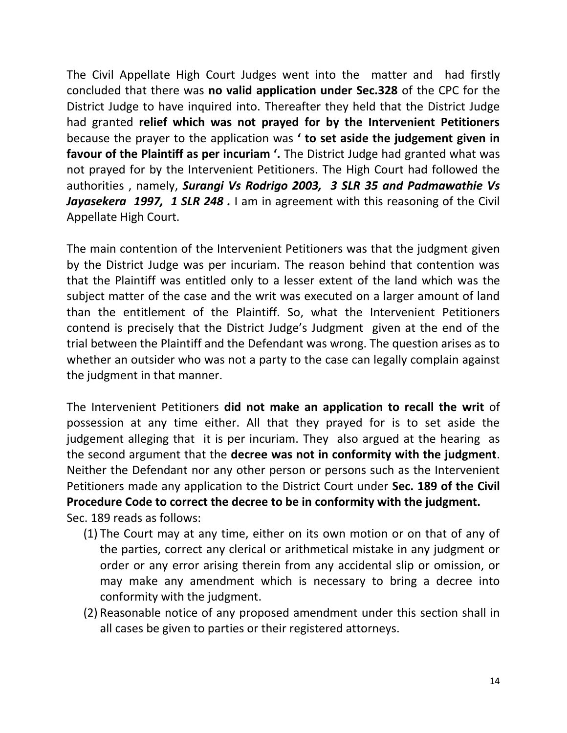The Civil Appellate High Court Judges went into the matter and had firstly concluded that there was **no valid application under Sec.328** of the CPC for the District Judge to have inquired into. Thereafter they held that the District Judge had granted **relief which was not prayed for by the Intervenient Petitioners** because the prayer to the application was **' to set aside the judgement given in favour of the Plaintiff as per incuriam '.** The District Judge had granted what was not prayed for by the Intervenient Petitioners. The High Court had followed the authorities , namely, ***Surangi Vs Rodrigo 2003, 3 SLR 35 and Padmawathie Vs Jayasekera 1997, 1 SLR 248 .*** I am in agreement with this reasoning of the Civil Appellate High Court.

The main contention of the Intervenient Petitioners was that the judgment given by the District Judge was per incuriam. The reason behind that contention was that the Plaintiff was entitled only to a lesser extent of the land which was the subject matter of the case and the writ was executed on a larger amount of land than the entitlement of the Plaintiff. So, what the Intervenient Petitioners contend is precisely that the District Judge's Judgment given at the end of the trial between the Plaintiff and the Defendant was wrong. The question arises as to whether an outsider who was not a party to the case can legally complain against the judgment in that manner.

The Intervenient Petitioners **did not make an application to recall the writ** of possession at any time either. All that they prayed for is to set aside the judgement alleging that it is per incuriam. They also argued at the hearing as the second argument that the **decree was not in conformity with the judgment**. Neither the Defendant nor any other person or persons such as the Intervenient Petitioners made any application to the District Court under **Sec. 189 of the Civil Procedure Code to correct the decree to be in conformity with the judgment.**
Sec. 189 reads as follows:

(1) The Court may at any time, either on its own motion or on that of any of the parties, correct any clerical or arithmetical mistake in any judgment or order or any error arising therein from any accidental slip or omission, or may make any amendment which is necessary to bring a decree into conformity with the judgment.

(2) Reasonable notice of any proposed amendment under this section shall in all cases be given to parties or their registered attorneys.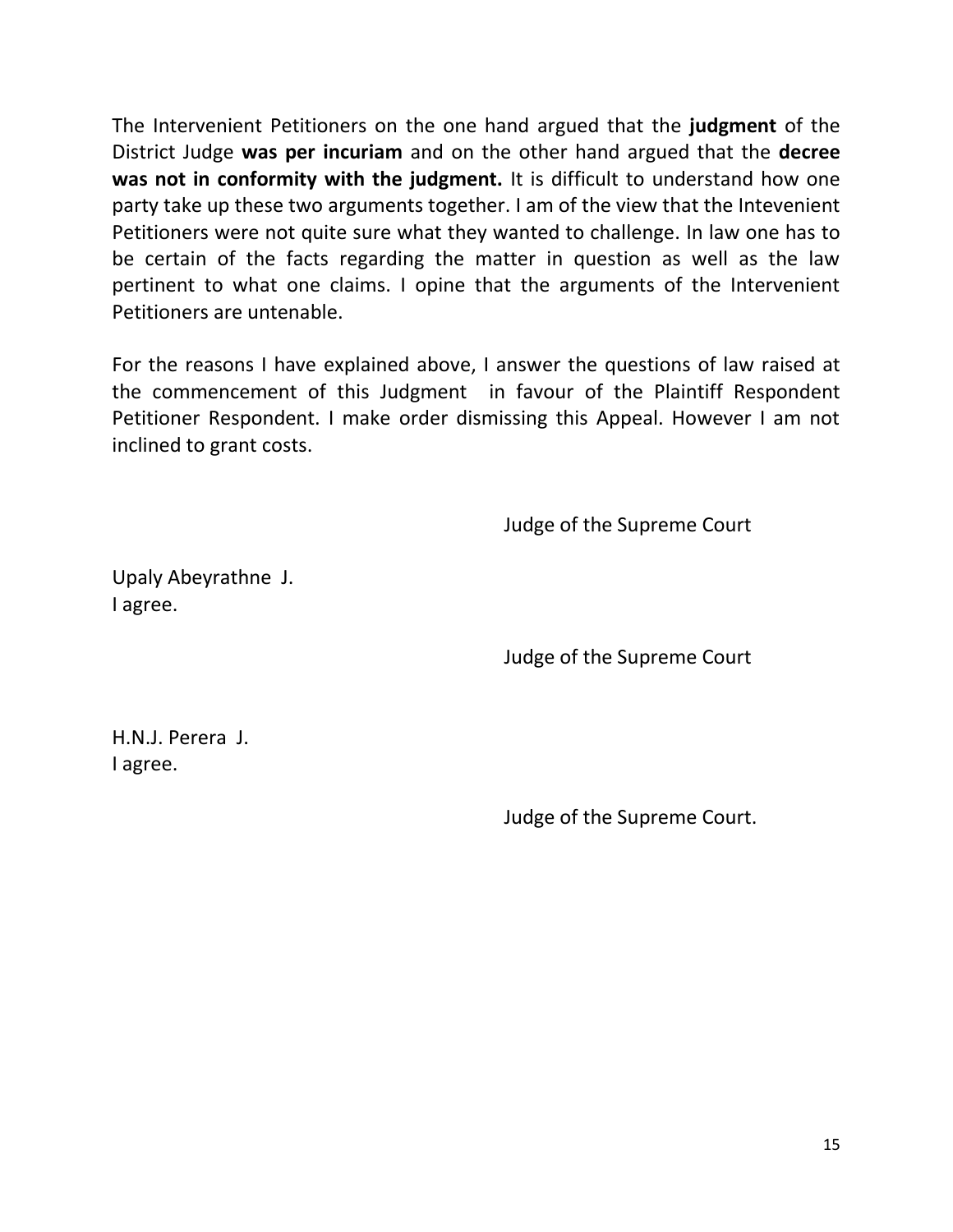The Intervenient Petitioners on the one hand argued that the **judgment** of the District Judge **was per incuriam** and on the other hand argued that the **decree was not in conformity with the judgment.** It is difficult to understand how one party take up these two arguments together. I am of the view that the Intevenient Petitioners were not quite sure what they wanted to challenge. In law one has to be certain of the facts regarding the matter in question as well as the law pertinent to what one claims. I opine that the arguments of the Intervenient Petitioners are untenable.

For the reasons I have explained above, I answer the questions of law raised at the commencement of this Judgment in favour of the Plaintiff Respondent Petitioner Respondent. I make order dismissing this Appeal. However I am not inclined to grant costs.

Judge of the Supreme Court

Upaly Abeyrathne J.
I agree.

Judge of the Supreme Court

H.N.J. Perera J.
I agree.

Judge of the Supreme Court.